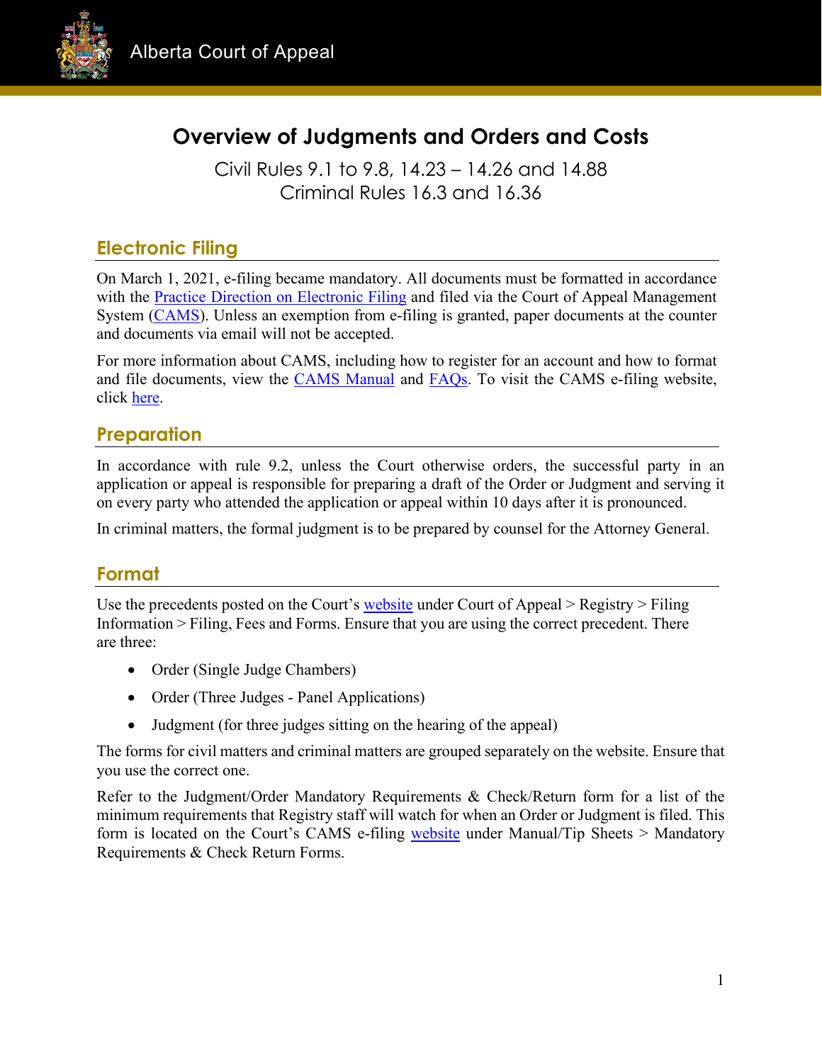Alberta Court of Appeal

# Overview of Judgments and Orders and Costs

Civil Rules 9.1 to 9.8, 14.23 – 14.26 and 14.88
Criminal Rules 16.3 and 16.36

## Electronic Filing

On March 1, 2021, e-filing became mandatory. All documents must be formatted in accordance with the Practice Direction on Electronic Filing and filed via the Court of Appeal Management System (CAMS). Unless an exemption from e-filing is granted, paper documents at the counter and documents via email will not be accepted.

For more information about CAMS, including how to register for an account and how to format and file documents, view the CAMS Manual and FAQs. To visit the CAMS e-filing website, click here.

## Preparation

In accordance with rule 9.2, unless the Court otherwise orders, the successful party in an application or appeal is responsible for preparing a draft of the Order or Judgment and serving it on every party who attended the application or appeal within 10 days after it is pronounced.

In criminal matters, the formal judgment is to be prepared by counsel for the Attorney General.

## Format

Use the precedents posted on the Court's website under Court of Appeal > Registry > Filing Information > Filing, Fees and Forms. Ensure that you are using the correct precedent. There are three:

- Order (Single Judge Chambers)
- Order (Three Judges - Panel Applications)
- Judgment (for three judges sitting on the hearing of the appeal)

The forms for civil matters and criminal matters are grouped separately on the website. Ensure that you use the correct one.

Refer to the Judgment/Order Mandatory Requirements & Check/Return form for a list of the minimum requirements that Registry staff will watch for when an Order or Judgment is filed. This form is located on the Court's CAMS e-filing website under Manual/Tip Sheets > Mandatory Requirements & Check Return Forms.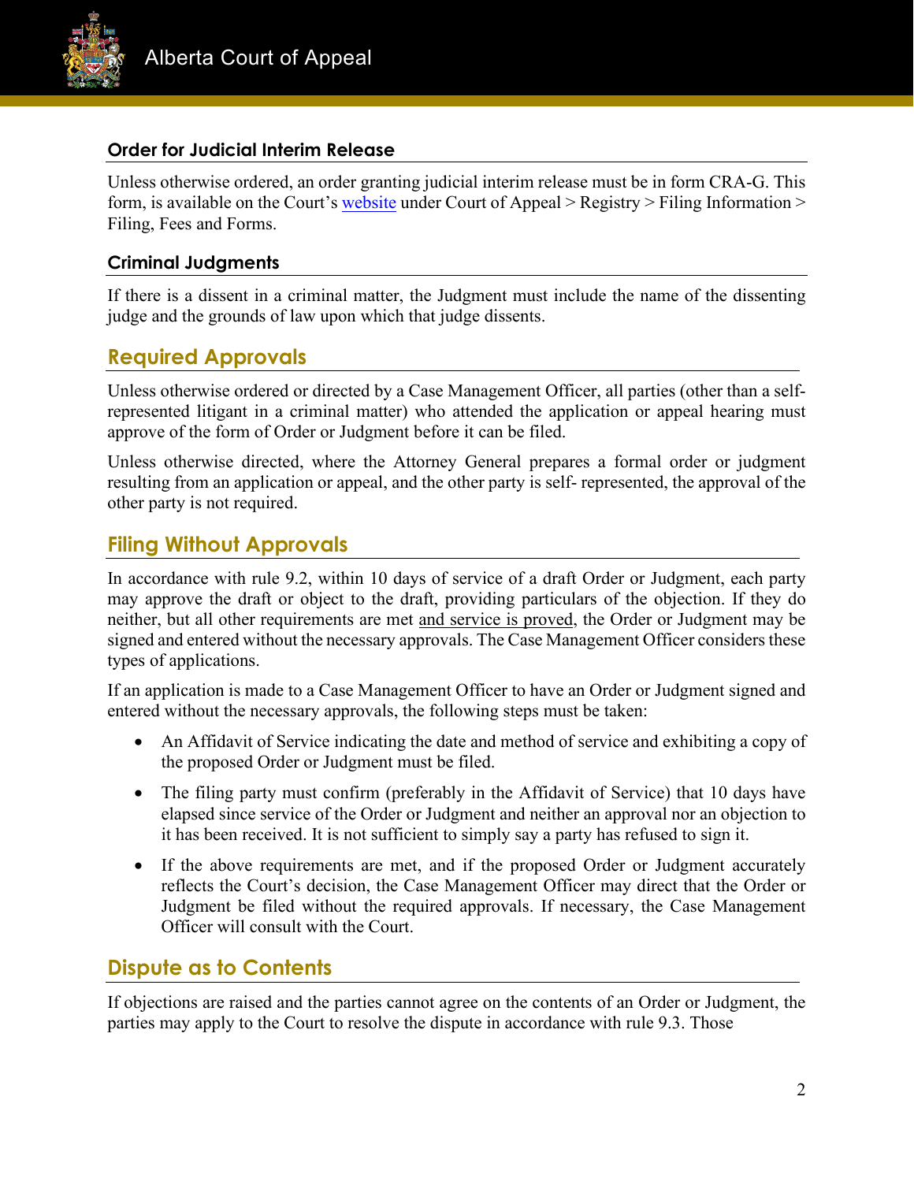### Order for Judicial Interim Release

Unless otherwise ordered, an order granting judicial interim release must be in form CRA-G. This form, is available on the Court's website under Court of Appeal > Registry > Filing Information > Filing, Fees and Forms.

### Criminal Judgments

If there is a dissent in a criminal matter, the Judgment must include the name of the dissenting judge and the grounds of law upon which that judge dissents.

## Required Approvals

Unless otherwise ordered or directed by a Case Management Officer, all parties (other than a self-represented litigant in a criminal matter) who attended the application or appeal hearing must approve of the form of Order or Judgment before it can be filed.

Unless otherwise directed, where the Attorney General prepares a formal order or judgment resulting from an application or appeal, and the other party is self- represented, the approval of the other party is not required.

## Filing Without Approvals

In accordance with rule 9.2, within 10 days of service of a draft Order or Judgment, each party may approve the draft or object to the draft, providing particulars of the objection. If they do neither, but all other requirements are met and service is proved, the Order or Judgment may be signed and entered without the necessary approvals. The Case Management Officer considers these types of applications.

If an application is made to a Case Management Officer to have an Order or Judgment signed and entered without the necessary approvals, the following steps must be taken:

- An Affidavit of Service indicating the date and method of service and exhibiting a copy of the proposed Order or Judgment must be filed.
- The filing party must confirm (preferably in the Affidavit of Service) that 10 days have elapsed since service of the Order or Judgment and neither an approval nor an objection to it has been received. It is not sufficient to simply say a party has refused to sign it.
- If the above requirements are met, and if the proposed Order or Judgment accurately reflects the Court's decision, the Case Management Officer may direct that the Order or Judgment be filed without the required approvals. If necessary, the Case Management Officer will consult with the Court.

## Dispute as to Contents

If objections are raised and the parties cannot agree on the contents of an Order or Judgment, the parties may apply to the Court to resolve the dispute in accordance with rule 9.3. Those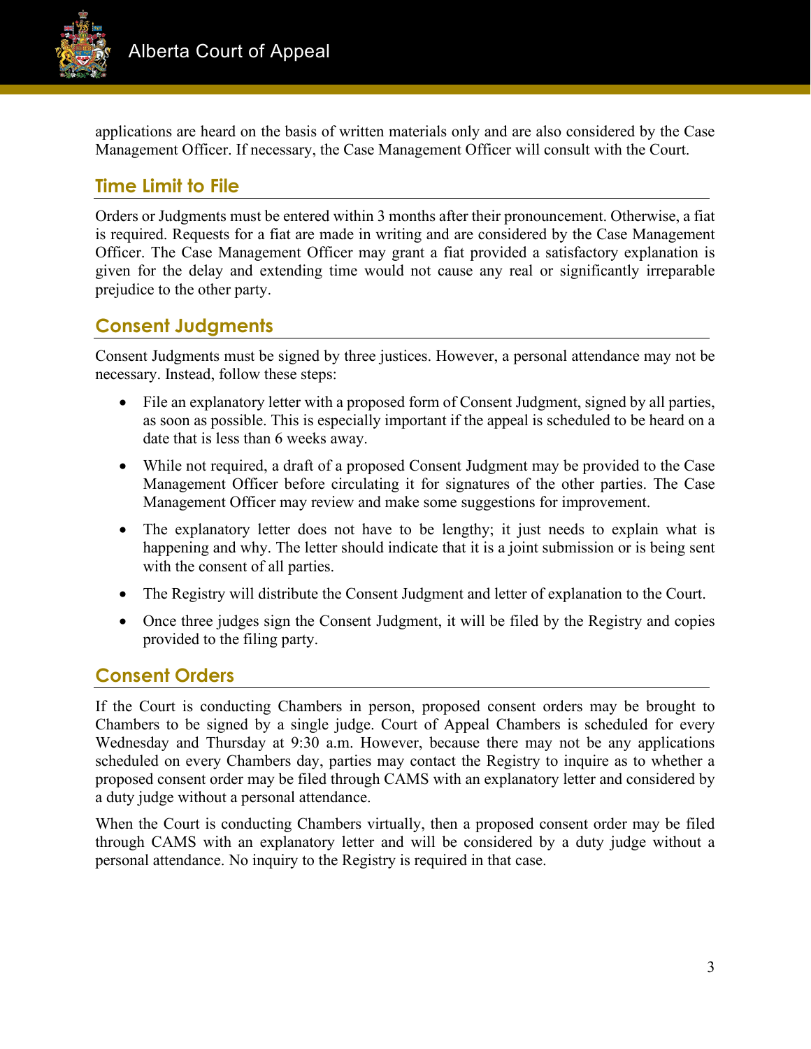applications are heard on the basis of written materials only and are also considered by the Case Management Officer. If necessary, the Case Management Officer will consult with the Court.

## Time Limit to File

Orders or Judgments must be entered within 3 months after their pronouncement. Otherwise, a fiat is required. Requests for a fiat are made in writing and are considered by the Case Management Officer. The Case Management Officer may grant a fiat provided a satisfactory explanation is given for the delay and extending time would not cause any real or significantly irreparable prejudice to the other party.

## Consent Judgments

Consent Judgments must be signed by three justices. However, a personal attendance may not be necessary. Instead, follow these steps:

- File an explanatory letter with a proposed form of Consent Judgment, signed by all parties, as soon as possible. This is especially important if the appeal is scheduled to be heard on a date that is less than 6 weeks away.
- While not required, a draft of a proposed Consent Judgment may be provided to the Case Management Officer before circulating it for signatures of the other parties. The Case Management Officer may review and make some suggestions for improvement.
- The explanatory letter does not have to be lengthy; it just needs to explain what is happening and why. The letter should indicate that it is a joint submission or is being sent with the consent of all parties.
- The Registry will distribute the Consent Judgment and letter of explanation to the Court.
- Once three judges sign the Consent Judgment, it will be filed by the Registry and copies provided to the filing party.

## Consent Orders

If the Court is conducting Chambers in person, proposed consent orders may be brought to Chambers to be signed by a single judge. Court of Appeal Chambers is scheduled for every Wednesday and Thursday at 9:30 a.m. However, because there may not be any applications scheduled on every Chambers day, parties may contact the Registry to inquire as to whether a proposed consent order may be filed through CAMS with an explanatory letter and considered by a duty judge without a personal attendance.

When the Court is conducting Chambers virtually, then a proposed consent order may be filed through CAMS with an explanatory letter and will be considered by a duty judge without a personal attendance. No inquiry to the Registry is required in that case.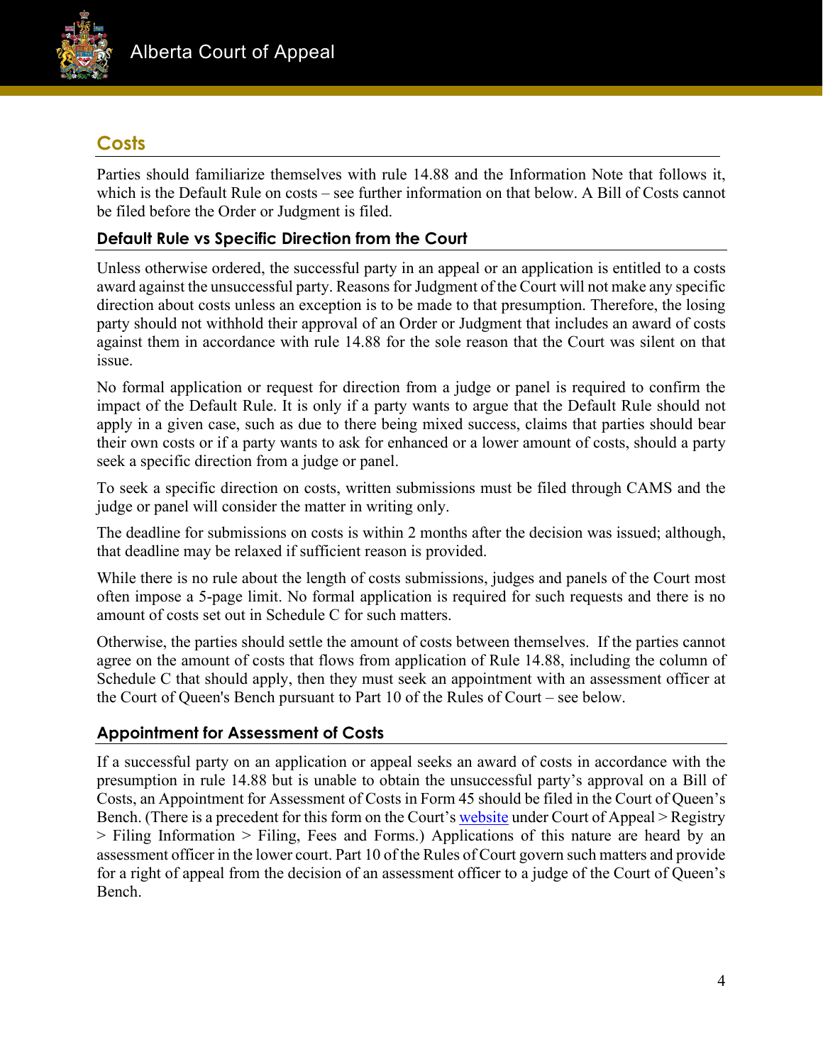## Costs

Parties should familiarize themselves with rule 14.88 and the Information Note that follows it, which is the Default Rule on costs – see further information on that below. A Bill of Costs cannot be filed before the Order or Judgment is filed.

### Default Rule vs Specific Direction from the Court

Unless otherwise ordered, the successful party in an appeal or an application is entitled to a costs award against the unsuccessful party. Reasons for Judgment of the Court will not make any specific direction about costs unless an exception is to be made to that presumption. Therefore, the losing party should not withhold their approval of an Order or Judgment that includes an award of costs against them in accordance with rule 14.88 for the sole reason that the Court was silent on that issue.

No formal application or request for direction from a judge or panel is required to confirm the impact of the Default Rule. It is only if a party wants to argue that the Default Rule should not apply in a given case, such as due to there being mixed success, claims that parties should bear their own costs or if a party wants to ask for enhanced or a lower amount of costs, should a party seek a specific direction from a judge or panel.

To seek a specific direction on costs, written submissions must be filed through CAMS and the judge or panel will consider the matter in writing only.

The deadline for submissions on costs is within 2 months after the decision was issued; although, that deadline may be relaxed if sufficient reason is provided.

While there is no rule about the length of costs submissions, judges and panels of the Court most often impose a 5-page limit. No formal application is required for such requests and there is no amount of costs set out in Schedule C for such matters.

Otherwise, the parties should settle the amount of costs between themselves. If the parties cannot agree on the amount of costs that flows from application of Rule 14.88, including the column of Schedule C that should apply, then they must seek an appointment with an assessment officer at the Court of Queen's Bench pursuant to Part 10 of the Rules of Court – see below.

### Appointment for Assessment of Costs

If a successful party on an application or appeal seeks an award of costs in accordance with the presumption in rule 14.88 but is unable to obtain the unsuccessful party's approval on a Bill of Costs, an Appointment for Assessment of Costs in Form 45 should be filed in the Court of Queen's Bench. (There is a precedent for this form on the Court's website under Court of Appeal > Registry > Filing Information > Filing, Fees and Forms.) Applications of this nature are heard by an assessment officer in the lower court. Part 10 of the Rules of Court govern such matters and provide for a right of appeal from the decision of an assessment officer to a judge of the Court of Queen's Bench.